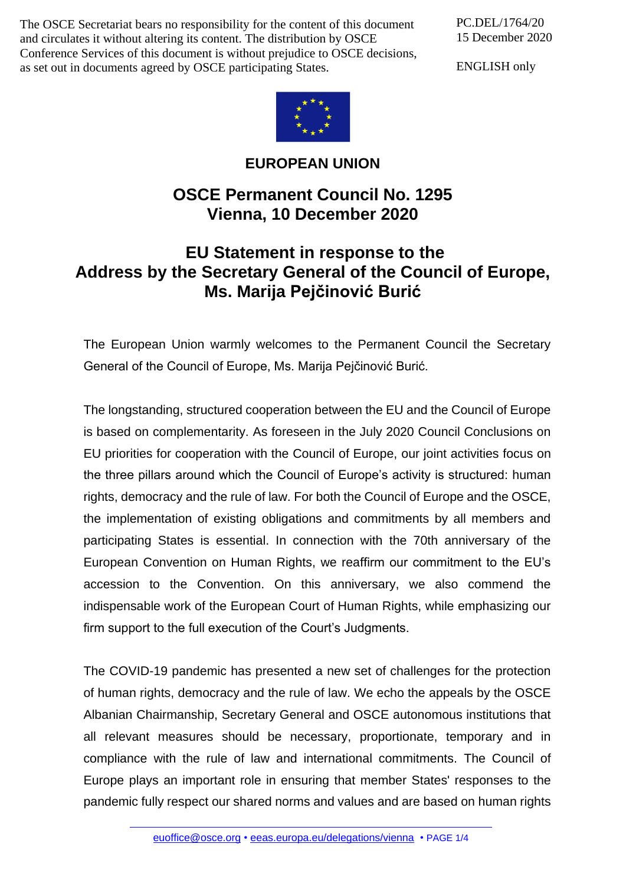The OSCE Secretariat bears no responsibility for the content of this document and circulates it without altering its content. The distribution by OSCE Conference Services of this document is without prejudice to OSCE decisions, as set out in documents agreed by OSCE participating States.

PC.DEL/1764/20
15 December 2020

ENGLISH only

**EUROPEAN UNION**

# OSCE Permanent Council No. 1295
# Vienna, 10 December 2020

## EU Statement in response to the Address by the Secretary General of the Council of Europe, Ms. Marija Pejčinović Burić

The European Union warmly welcomes to the Permanent Council the Secretary General of the Council of Europe, Ms. Marija Pejčinović Burić.

The longstanding, structured cooperation between the EU and the Council of Europe is based on complementarity. As foreseen in the July 2020 Council Conclusions on EU priorities for cooperation with the Council of Europe, our joint activities focus on the three pillars around which the Council of Europe's activity is structured: human rights, democracy and the rule of law. For both the Council of Europe and the OSCE, the implementation of existing obligations and commitments by all members and participating States is essential. In connection with the 70th anniversary of the European Convention on Human Rights, we reaffirm our commitment to the EU's accession to the Convention. On this anniversary, we also commend the indispensable work of the European Court of Human Rights, while emphasizing our firm support to the full execution of the Court's Judgments.

The COVID-19 pandemic has presented a new set of challenges for the protection of human rights, democracy and the rule of law. We echo the appeals by the OSCE Albanian Chairmanship, Secretary General and OSCE autonomous institutions that all relevant measures should be necessary, proportionate, temporary and in compliance with the rule of law and international commitments. The Council of Europe plays an important role in ensuring that member States' responses to the pandemic fully respect our shared norms and values and are based on human rights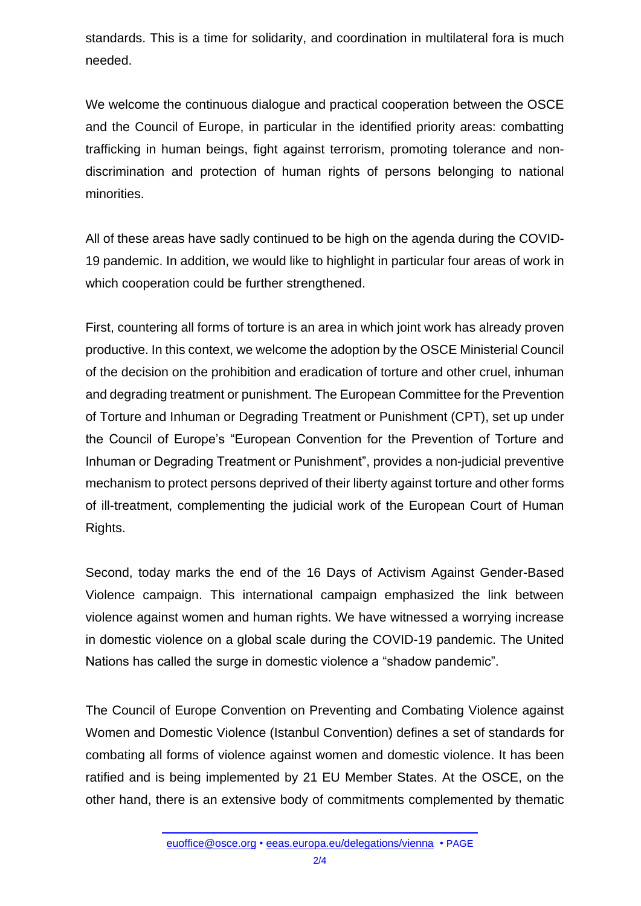standards. This is a time for solidarity, and coordination in multilateral fora is much needed.

We welcome the continuous dialogue and practical cooperation between the OSCE and the Council of Europe, in particular in the identified priority areas: combatting trafficking in human beings, fight against terrorism, promoting tolerance and non-discrimination and protection of human rights of persons belonging to national minorities.

All of these areas have sadly continued to be high on the agenda during the COVID-19 pandemic. In addition, we would like to highlight in particular four areas of work in which cooperation could be further strengthened.

First, countering all forms of torture is an area in which joint work has already proven productive. In this context, we welcome the adoption by the OSCE Ministerial Council of the decision on the prohibition and eradication of torture and other cruel, inhuman and degrading treatment or punishment. The European Committee for the Prevention of Torture and Inhuman or Degrading Treatment or Punishment (CPT), set up under the Council of Europe's "European Convention for the Prevention of Torture and Inhuman or Degrading Treatment or Punishment", provides a non-judicial preventive mechanism to protect persons deprived of their liberty against torture and other forms of ill-treatment, complementing the judicial work of the European Court of Human Rights.

Second, today marks the end of the 16 Days of Activism Against Gender-Based Violence campaign. This international campaign emphasized the link between violence against women and human rights. We have witnessed a worrying increase in domestic violence on a global scale during the COVID-19 pandemic. The United Nations has called the surge in domestic violence a "shadow pandemic".

The Council of Europe Convention on Preventing and Combating Violence against Women and Domestic Violence (Istanbul Convention) defines a set of standards for combating all forms of violence against women and domestic violence. It has been ratified and is being implemented by 21 EU Member States. At the OSCE, on the other hand, there is an extensive body of commitments complemented by thematic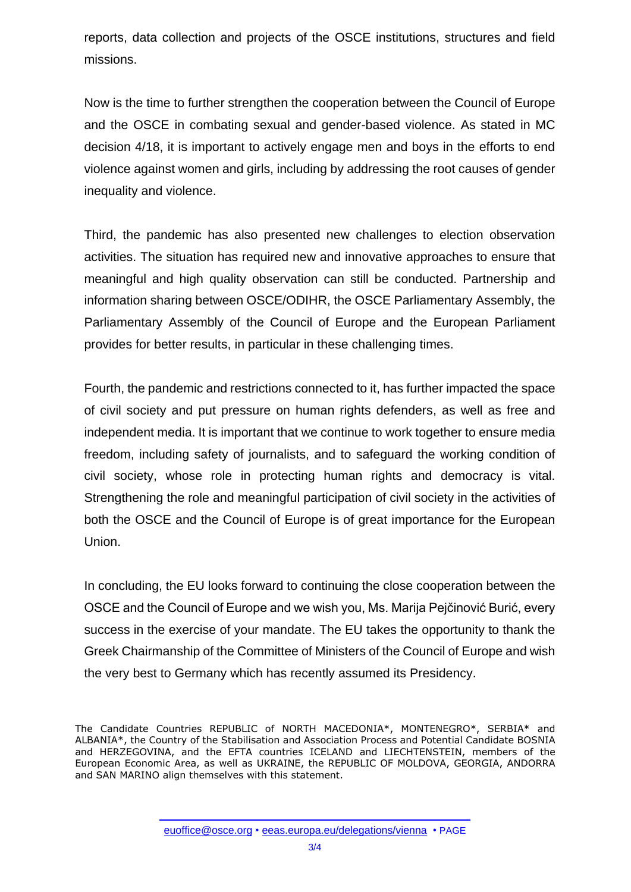reports, data collection and projects of the OSCE institutions, structures and field missions.

Now is the time to further strengthen the cooperation between the Council of Europe and the OSCE in combating sexual and gender-based violence. As stated in MC decision 4/18, it is important to actively engage men and boys in the efforts to end violence against women and girls, including by addressing the root causes of gender inequality and violence.

Third, the pandemic has also presented new challenges to election observation activities. The situation has required new and innovative approaches to ensure that meaningful and high quality observation can still be conducted. Partnership and information sharing between OSCE/ODIHR, the OSCE Parliamentary Assembly, the Parliamentary Assembly of the Council of Europe and the European Parliament provides for better results, in particular in these challenging times.

Fourth, the pandemic and restrictions connected to it, has further impacted the space of civil society and put pressure on human rights defenders, as well as free and independent media. It is important that we continue to work together to ensure media freedom, including safety of journalists, and to safeguard the working condition of civil society, whose role in protecting human rights and democracy is vital. Strengthening the role and meaningful participation of civil society in the activities of both the OSCE and the Council of Europe is of great importance for the European Union.

In concluding, the EU looks forward to continuing the close cooperation between the OSCE and the Council of Europe and we wish you, Ms. Marija Pejčinović Burić, every success in the exercise of your mandate. The EU takes the opportunity to thank the Greek Chairmanship of the Committee of Ministers of the Council of Europe and wish the very best to Germany which has recently assumed its Presidency.

The Candidate Countries REPUBLIC of NORTH MACEDONIA*, MONTENEGRO*, SERBIA* and ALBANIA*, the Country of the Stabilisation and Association Process and Potential Candidate BOSNIA and HERZEGOVINA, and the EFTA countries ICELAND and LIECHTENSTEIN, members of the European Economic Area, as well as UKRAINE, the REPUBLIC OF MOLDOVA, GEORGIA, ANDORRA and SAN MARINO align themselves with this statement.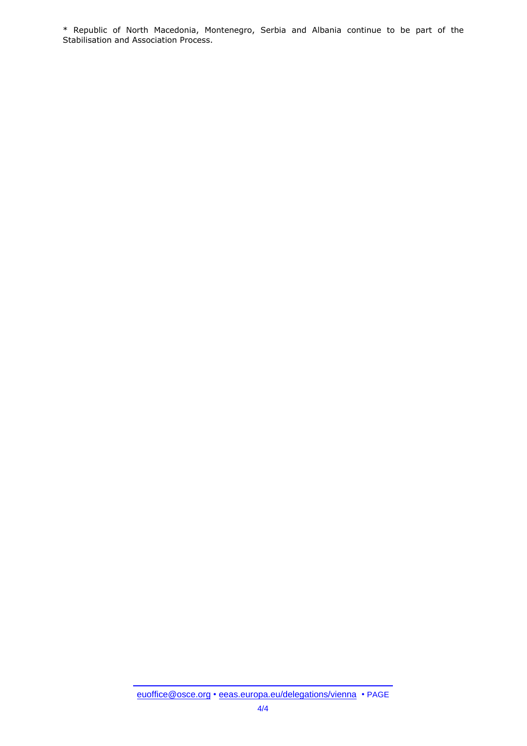* Republic of North Macedonia, Montenegro, Serbia and Albania continue to be part of the Stabilisation and Association Process.